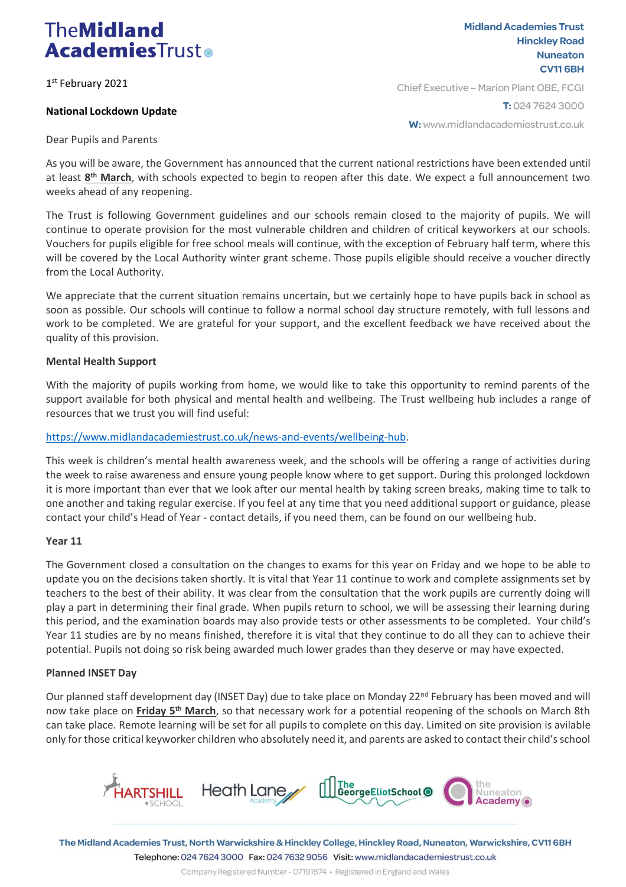**The Midland Academies Trust**

Midland Academies Trust
Hinckley Road
Nuneaton
CV11 6BH

Chief Executive – Marion Plant OBE, FCGI

**T:** 024 7624 3000

**W:** www.midlandacademiestrust.co.uk

1st February 2021

**National Lockdown Update**

Dear Pupils and Parents

As you will be aware, the Government has announced that the current national restrictions have been extended until at least **8th March**, with schools expected to begin to reopen after this date. We expect a full announcement two weeks ahead of any reopening.

The Trust is following Government guidelines and our schools remain closed to the majority of pupils. We will continue to operate provision for the most vulnerable children and children of critical keyworkers at our schools. Vouchers for pupils eligible for free school meals will continue, with the exception of February half term, where this will be covered by the Local Authority winter grant scheme. Those pupils eligible should receive a voucher directly from the Local Authority.

We appreciate that the current situation remains uncertain, but we certainly hope to have pupils back in school as soon as possible. Our schools will continue to follow a normal school day structure remotely, with full lessons and work to be completed. We are grateful for your support, and the excellent feedback we have received about the quality of this provision.

**Mental Health Support**

With the majority of pupils working from home, we would like to take this opportunity to remind parents of the support available for both physical and mental health and wellbeing. The Trust wellbeing hub includes a range of resources that we trust you will find useful:

https://www.midlandacademiestrust.co.uk/news-and-events/wellbeing-hub.

This week is children's mental health awareness week, and the schools will be offering a range of activities during the week to raise awareness and ensure young people know where to get support. During this prolonged lockdown it is more important than ever that we look after our mental health by taking screen breaks, making time to talk to one another and taking regular exercise. If you feel at any time that you need additional support or guidance, please contact your child's Head of Year - contact details, if you need them, can be found on our wellbeing hub.

**Year 11**

The Government closed a consultation on the changes to exams for this year on Friday and we hope to be able to update you on the decisions taken shortly. It is vital that Year 11 continue to work and complete assignments set by teachers to the best of their ability. It was clear from the consultation that the work pupils are currently doing will play a part in determining their final grade. When pupils return to school, we will be assessing their learning during this period, and the examination boards may also provide tests or other assessments to be completed. Your child's Year 11 studies are by no means finished, therefore it is vital that they continue to do all they can to achieve their potential. Pupils not doing so risk being awarded much lower grades than they deserve or may have expected.

**Planned INSET Day**

Our planned staff development day (INSET Day) due to take place on Monday 22nd February has been moved and will now take place on **Friday 5th March**, so that necessary work for a potential reopening of the schools on March 8th can take place. Remote learning will be set for all pupils to complete on this day. Limited on site provision is avilable only for those critical keyworker children who absolutely need it, and parents are asked to contact their child's school

Hartshill School | Heath Lane Academy | The George Eliot School | The Nuneaton Academy

The Midland Academies Trust, North Warwickshire & Hinckley College, Hinckley Road, Nuneaton, Warwickshire, CV11 6BH
Telephone: 024 7624 3000 Fax: 024 7632 9056 Visit: www.midlandacademiestrust.co.uk
Company Registered Number - 07191874 • Registered in England and Wales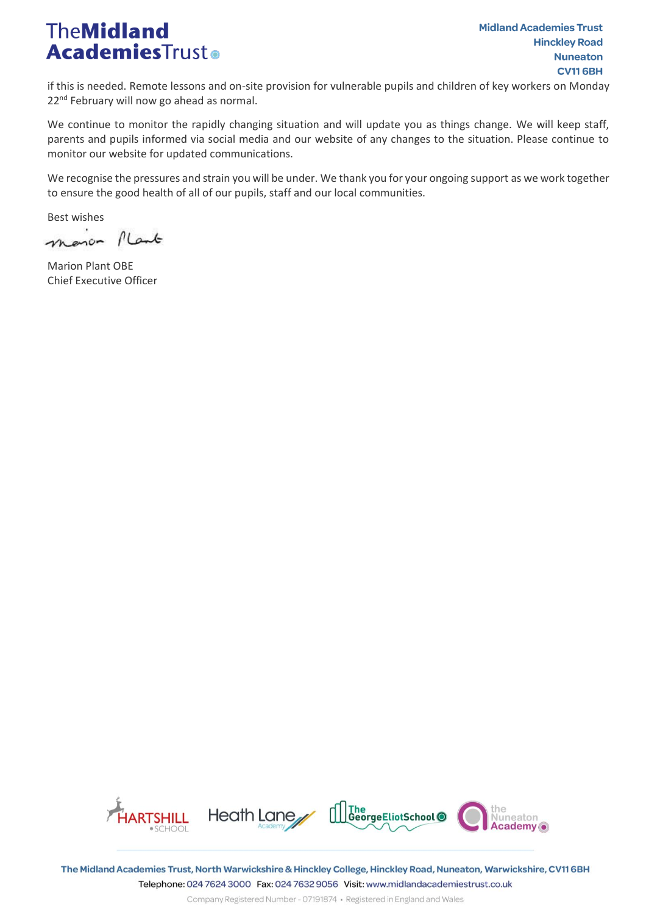if this is needed. Remote lessons and on-site provision for vulnerable pupils and children of key workers on Monday 22nd February will now go ahead as normal.

We continue to monitor the rapidly changing situation and will update you as things change. We will keep staff, parents and pupils informed via social media and our website of any changes to the situation. Please continue to monitor our website for updated communications.

We recognise the pressures and strain you will be under. We thank you for your ongoing support as we work together to ensure the good health of all of our pupils, staff and our local communities.

Best wishes

Marion Plant OBE
Chief Executive Officer